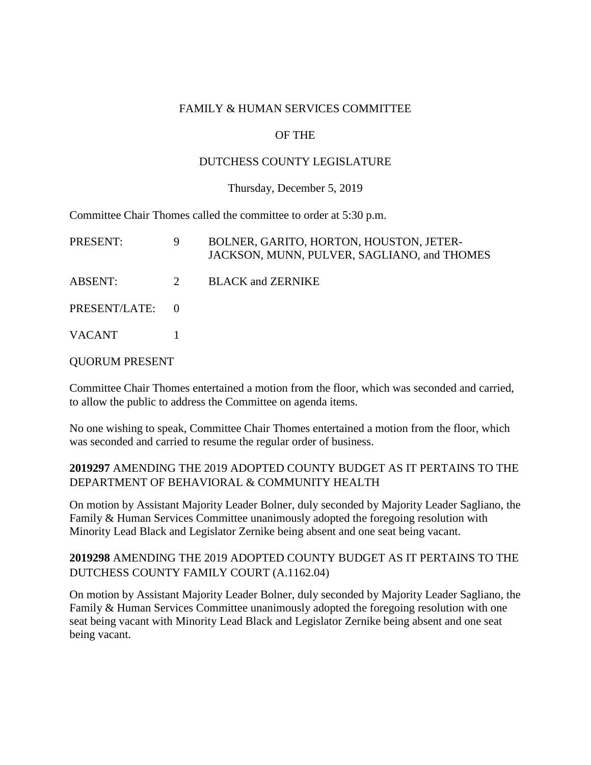FAMILY & HUMAN SERVICES COMMITTEE

OF THE

DUTCHESS COUNTY LEGISLATURE

Thursday, December 5, 2019

Committee Chair Thomes called the committee to order at 5:30 p.m.

| | | |
|---|---|---|
| PRESENT: | 9 | BOLNER, GARITO, HORTON, HOUSTON, JETER-JACKSON, MUNN, PULVER, SAGLIANO, and THOMES |
| ABSENT: | 2 | BLACK and ZERNIKE |
| PRESENT/LATE: | 0 | |
| VACANT | 1 | |

QUORUM PRESENT

Committee Chair Thomes entertained a motion from the floor, which was seconded and carried, to allow the public to address the Committee on agenda items.

No one wishing to speak, Committee Chair Thomes entertained a motion from the floor, which was seconded and carried to resume the regular order of business.

**2019297** AMENDING THE 2019 ADOPTED COUNTY BUDGET AS IT PERTAINS TO THE DEPARTMENT OF BEHAVIORAL & COMMUNITY HEALTH

On motion by Assistant Majority Leader Bolner, duly seconded by Majority Leader Sagliano, the Family & Human Services Committee unanimously adopted the foregoing resolution with Minority Lead Black and Legislator Zernike being absent and one seat being vacant.

**2019298** AMENDING THE 2019 ADOPTED COUNTY BUDGET AS IT PERTAINS TO THE DUTCHESS COUNTY FAMILY COURT (A.1162.04)

On motion by Assistant Majority Leader Bolner, duly seconded by Majority Leader Sagliano, the Family & Human Services Committee unanimously adopted the foregoing resolution with one seat being vacant with Minority Lead Black and Legislator Zernike being absent and one seat being vacant.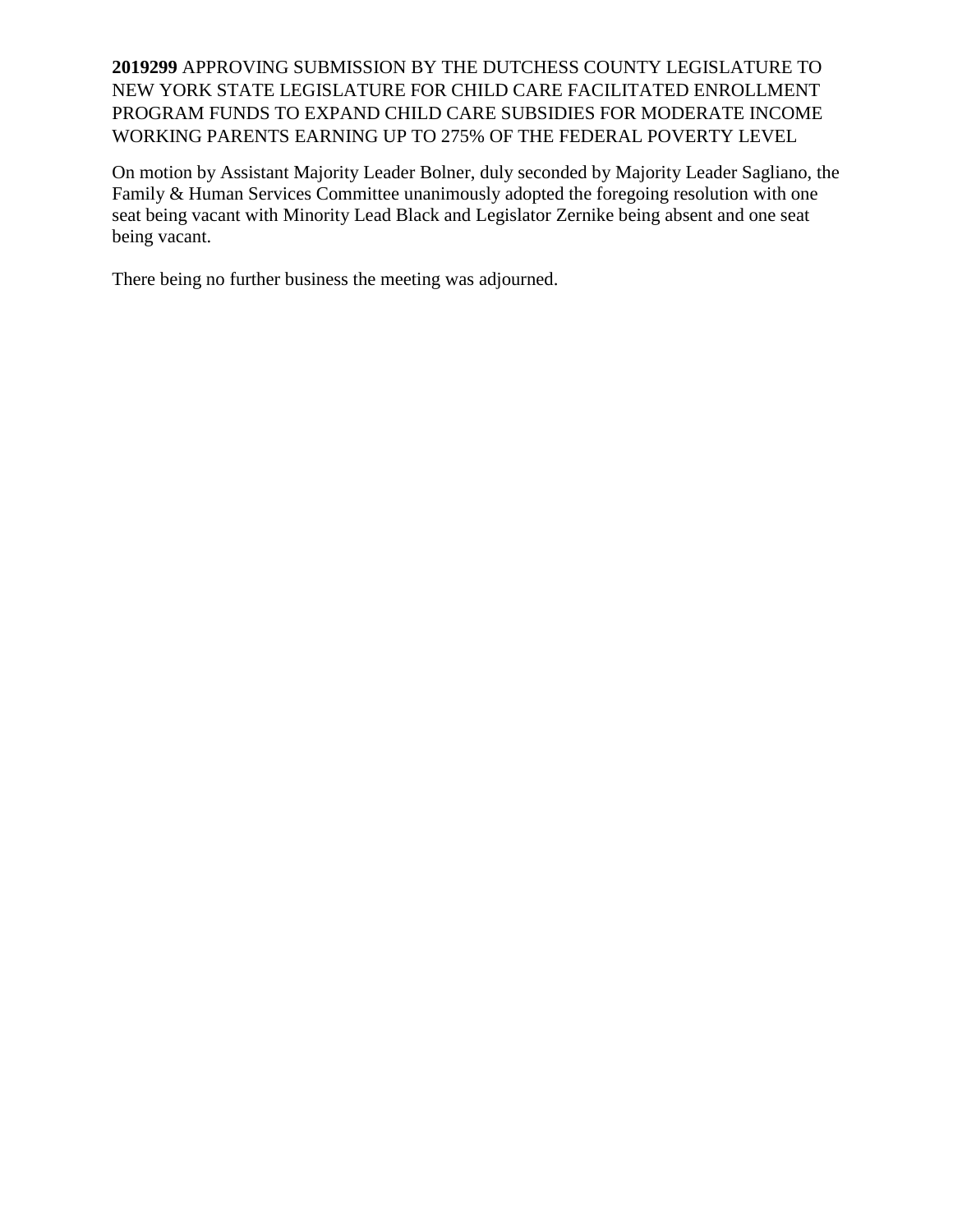**2019299** APPROVING SUBMISSION BY THE DUTCHESS COUNTY LEGISLATURE TO NEW YORK STATE LEGISLATURE FOR CHILD CARE FACILITATED ENROLLMENT PROGRAM FUNDS TO EXPAND CHILD CARE SUBSIDIES FOR MODERATE INCOME WORKING PARENTS EARNING UP TO 275% OF THE FEDERAL POVERTY LEVEL

On motion by Assistant Majority Leader Bolner, duly seconded by Majority Leader Sagliano, the Family & Human Services Committee unanimously adopted the foregoing resolution with one seat being vacant with Minority Lead Black and Legislator Zernike being absent and one seat being vacant.

There being no further business the meeting was adjourned.